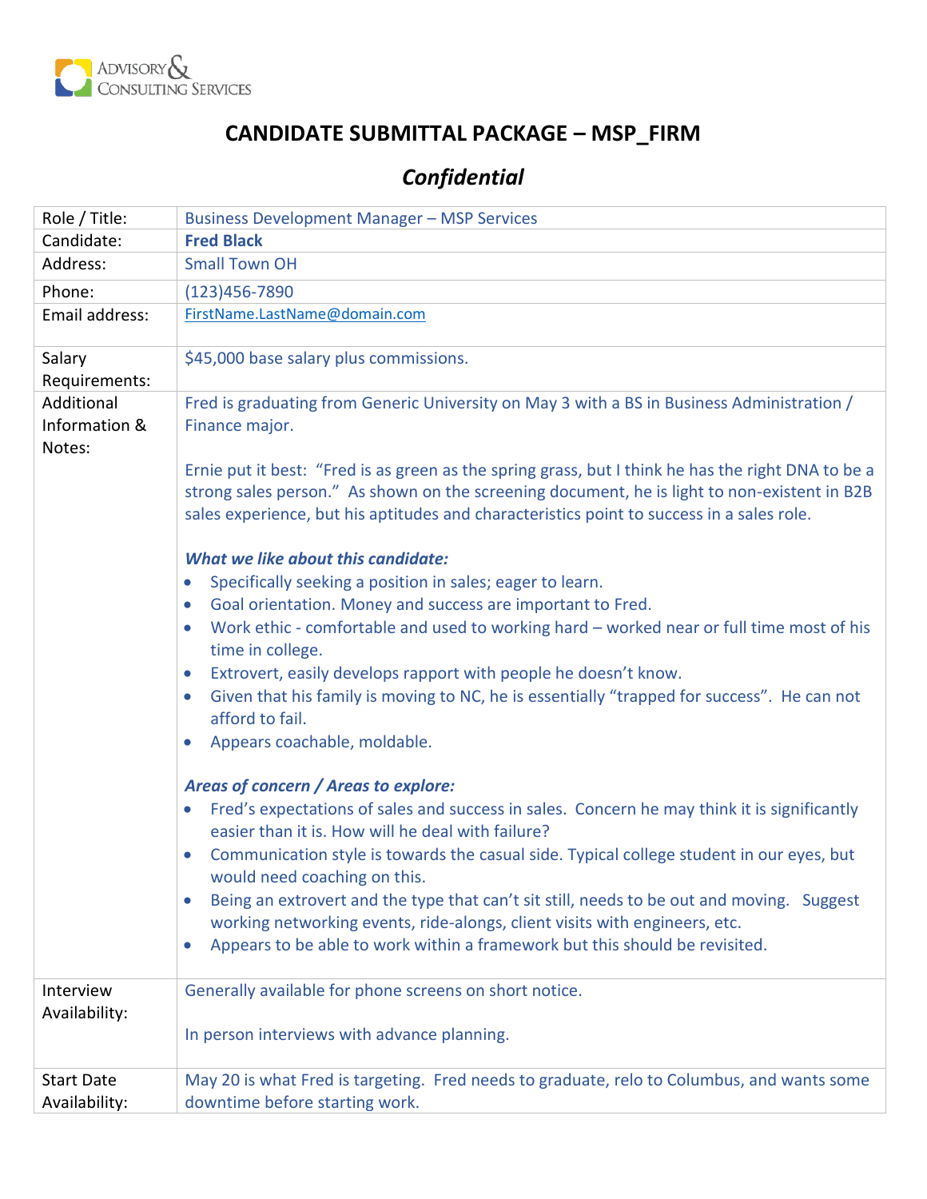ADVISORY & CONSULTING SERVICES

# CANDIDATE SUBMITTAL PACKAGE – MSP_FIRM

## *Confidential*

| | |
|---|---|
| Role / Title: | Business Development Manager – MSP Services |
| Candidate: | **Fred Black** |
| Address: | Small Town OH |
| Phone: | (123)456-7890 |
| Email address: | FirstName.LastName@domain.com |
| Salary Requirements: | $45,000 base salary plus commissions. |
| Additional Information & Notes: | Fred is graduating from Generic University on May 3 with a BS in Business Administration / Finance major.<br><br>Ernie put it best: "Fred is as green as the spring grass, but I think he has the right DNA to be a strong sales person." As shown on the screening document, he is light to non-existent in B2B sales experience, but his aptitudes and characteristics point to success in a sales role.<br><br>***What we like about this candidate:***<br>• Specifically seeking a position in sales; eager to learn.<br>• Goal orientation. Money and success are important to Fred.<br>• Work ethic - comfortable and used to working hard – worked near or full time most of his time in college.<br>• Extrovert, easily develops rapport with people he doesn't know.<br>• Given that his family is moving to NC, he is essentially "trapped for success". He can not afford to fail.<br>• Appears coachable, moldable.<br><br>***Areas of concern / Areas to explore:***<br>• Fred's expectations of sales and success in sales. Concern he may think it is significantly easier than it is. How will he deal with failure?<br>• Communication style is towards the casual side. Typical college student in our eyes, but would need coaching on this.<br>• Being an extrovert and the type that can't sit still, needs to be out and moving. Suggest working networking events, ride-alongs, client visits with engineers, etc.<br>• Appears to be able to work within a framework but this should be revisited. |
| Interview Availability: | Generally available for phone screens on short notice.<br><br>In person interviews with advance planning. |
| Start Date Availability: | May 20 is what Fred is targeting. Fred needs to graduate, relo to Columbus, and wants some downtime before starting work. |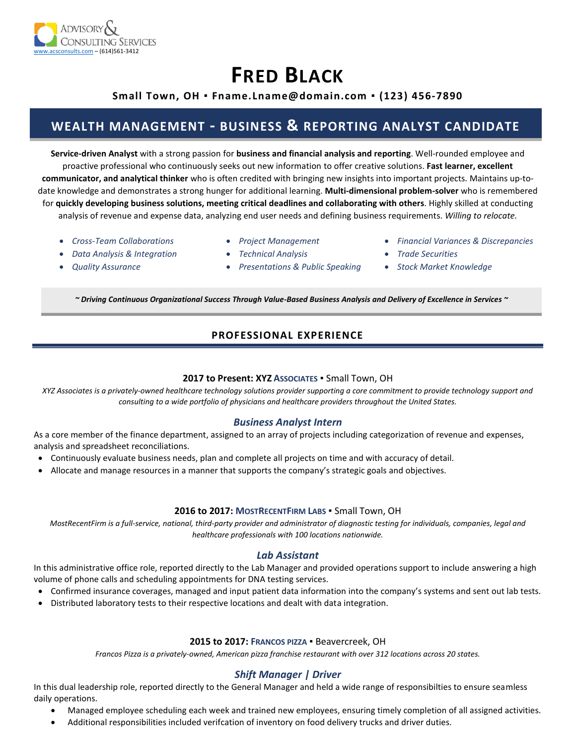Advisory & Consulting Services
www.acsconsults.com – (614)561-3412

# FRED BLACK

**Small Town, OH ▪ Fname.Lname@domain.com ▪ (123) 456-7890**

## WEALTH MANAGEMENT - BUSINESS & REPORTING ANALYST CANDIDATE

**Service-driven Analyst** with a strong passion for **business and financial analysis and reporting**. Well-rounded employee and proactive professional who continuously seeks out new information to offer creative solutions. **Fast learner, excellent communicator, and analytical thinker** who is often credited with bringing new insights into important projects. Maintains up-to-date knowledge and demonstrates a strong hunger for additional learning. **Multi-dimensional problem-solver** who is remembered for **quickly developing business solutions, meeting critical deadlines and collaborating with others**. Highly skilled at conducting analysis of revenue and expense data, analyzing end user needs and defining business requirements. *Willing to relocate.*

- *Cross-Team Collaborations*
- *Data Analysis & Integration*
- *Quality Assurance*
- *Project Management*
- *Technical Analysis*
- *Presentations & Public Speaking*
- *Financial Variances & Discrepancies*
- *Trade Securities*
- *Stock Market Knowledge*

***~ Driving Continuous Organizational Success Through Value-Based Business Analysis and Delivery of Excellence in Services ~***

## PROFESSIONAL EXPERIENCE

**2017 to Present: XYZ ASSOCIATES** ▪ Small Town, OH

*XYZ Associates is a privately-owned healthcare technology solutions provider supporting a core commitment to provide technology support and consulting to a wide portfolio of physicians and healthcare providers throughout the United States.*

### *Business Analyst Intern*

As a core member of the finance department, assigned to an array of projects including categorization of revenue and expenses, analysis and spreadsheet reconciliations.

- Continuously evaluate business needs, plan and complete all projects on time and with accuracy of detail.
- Allocate and manage resources in a manner that supports the company's strategic goals and objectives.

**2016 to 2017: MOSTRECENTFIRM LABS** ▪ Small Town, OH

*MostRecentFirm is a full-service, national, third-party provider and administrator of diagnostic testing for individuals, companies, legal and healthcare professionals with 100 locations nationwide.*

### *Lab Assistant*

In this administrative office role, reported directly to the Lab Manager and provided operations support to include answering a high volume of phone calls and scheduling appointments for DNA testing services.

- Confirmed insurance coverages, managed and input patient data information into the company's systems and sent out lab tests.
- Distributed laboratory tests to their respective locations and dealt with data integration.

**2015 to 2017: FRANCOS PIZZA** ▪ Beavercreek, OH

*Francos Pizza is a privately-owned, American pizza franchise restaurant with over 312 locations across 20 states.*

### *Shift Manager | Driver*

In this dual leadership role, reported directly to the General Manager and held a wide range of responsibilties to ensure seamless daily operations.

- Managed employee scheduling each week and trained new employees, ensuring timely completion of all assigned activities.
- Additional responsibilities included verifcation of inventory on food delivery trucks and driver duties.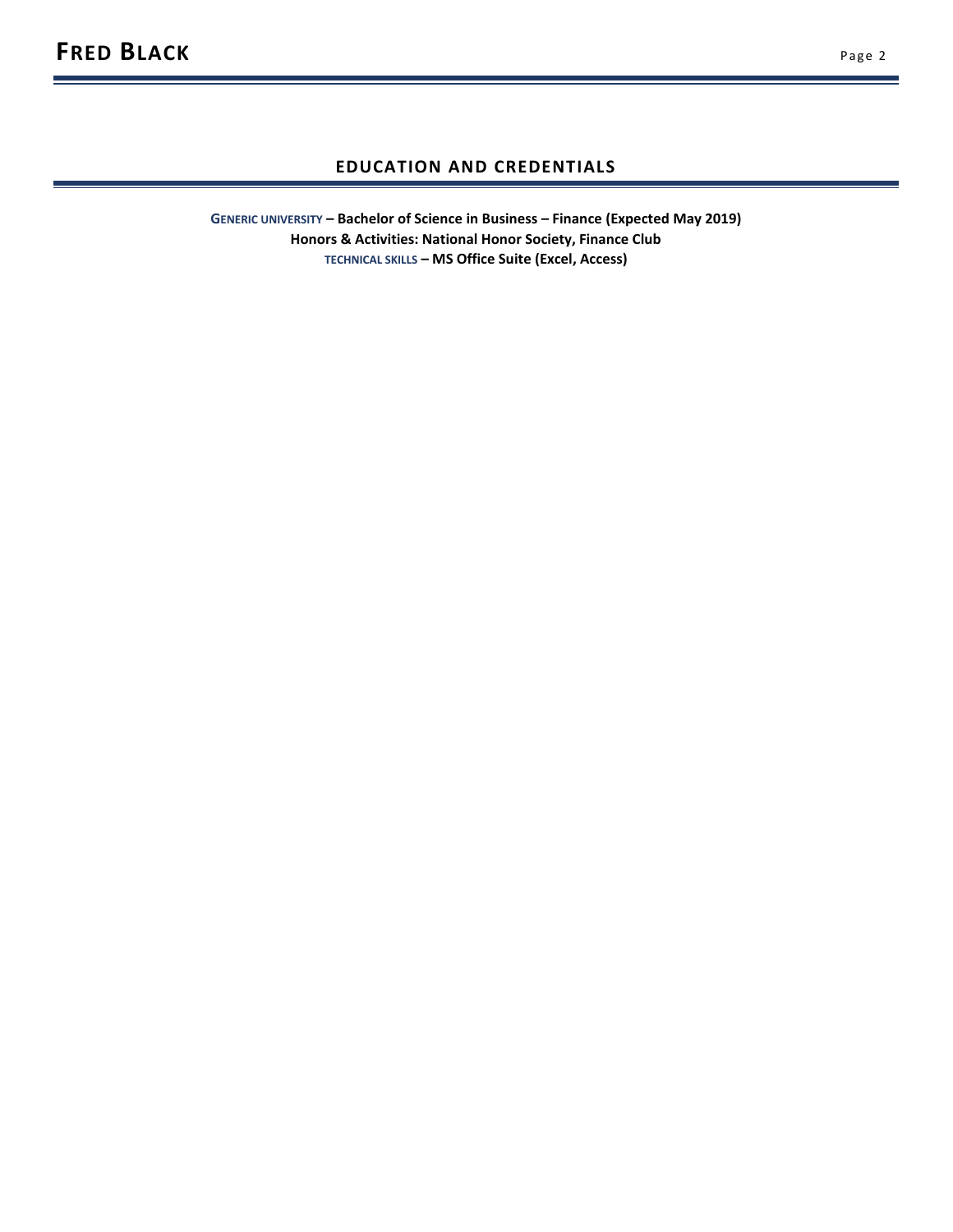## EDUCATION AND CREDENTIALS

**GENERIC UNIVERSITY – Bachelor of Science in Business – Finance (Expected May 2019)**
**Honors & Activities: National Honor Society, Finance Club**
**TECHNICAL SKILLS – MS Office Suite (Excel, Access)**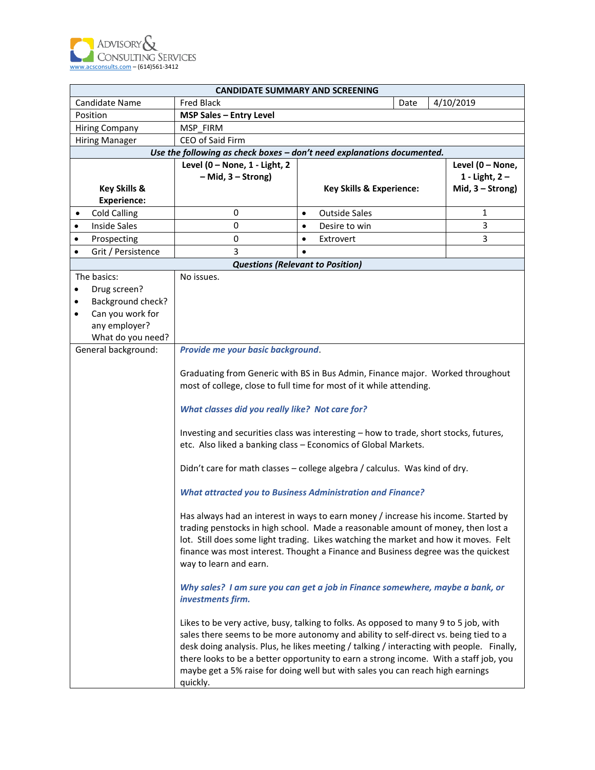Advisory & Consulting Services
www.acsconsults.com – (614)561-3412

| CANDIDATE SUMMARY AND SCREENING | | | |
|---|---|---|---|
| Candidate Name | Fred Black | Date | 4/10/2019 |
| Position | **MSP Sales – Entry Level** | | |
| Hiring Company | MSP_FIRM | | |
| Hiring Manager | CEO of Said Firm | | |

***Use the following as check boxes – don't need explanations documented.***

| Key Skills & Experience: | Level (0 – None, 1 - Light, 2 – Mid, 3 – Strong) | Key Skills & Experience: | Level (0 – None, 1 - Light, 2 – Mid, 3 – Strong) |
|---|---|---|---|
| • Cold Calling | 0 | • Outside Sales | 1 |
| • Inside Sales | 0 | • Desire to win | 3 |
| • Prospecting | 0 | • Extrovert | 3 |
| • Grit / Persistence | 3 | • | |

***Questions (Relevant to Position)***

| | |
|---|---|
| The basics:<br>• Drug screen?<br>• Background check?<br>• Can you work for any employer? What do you need? | No issues. |
| General background: | ***Provide me your basic background.***<br><br>Graduating from Generic with BS in Bus Admin, Finance major. Worked throughout most of college, close to full time for most of it while attending.<br><br>***What classes did you really like? Not care for?***<br><br>Investing and securities class was interesting – how to trade, short stocks, futures, etc. Also liked a banking class – Economics of Global Markets.<br><br>Didn't care for math classes – college algebra / calculus. Was kind of dry.<br><br>***What attracted you to Business Administration and Finance?***<br><br>Has always had an interest in ways to earn money / increase his income. Started by trading penstocks in high school. Made a reasonable amount of money, then lost a lot. Still does some light trading. Likes watching the market and how it moves. Felt finance was most interest. Thought a Finance and Business degree was the quickest way to learn and earn.<br><br>***Why sales? I am sure you can get a job in Finance somewhere, maybe a bank, or investments firm.***<br><br>Likes to be very active, busy, talking to folks. As opposed to many 9 to 5 job, with sales there seems to be more autonomy and ability to self-direct vs. being tied to a desk doing analysis. Plus, he likes meeting / talking / interacting with people. Finally, there looks to be a better opportunity to earn a strong income. With a staff job, you maybe get a 5% raise for doing well but with sales you can reach high earnings quickly. |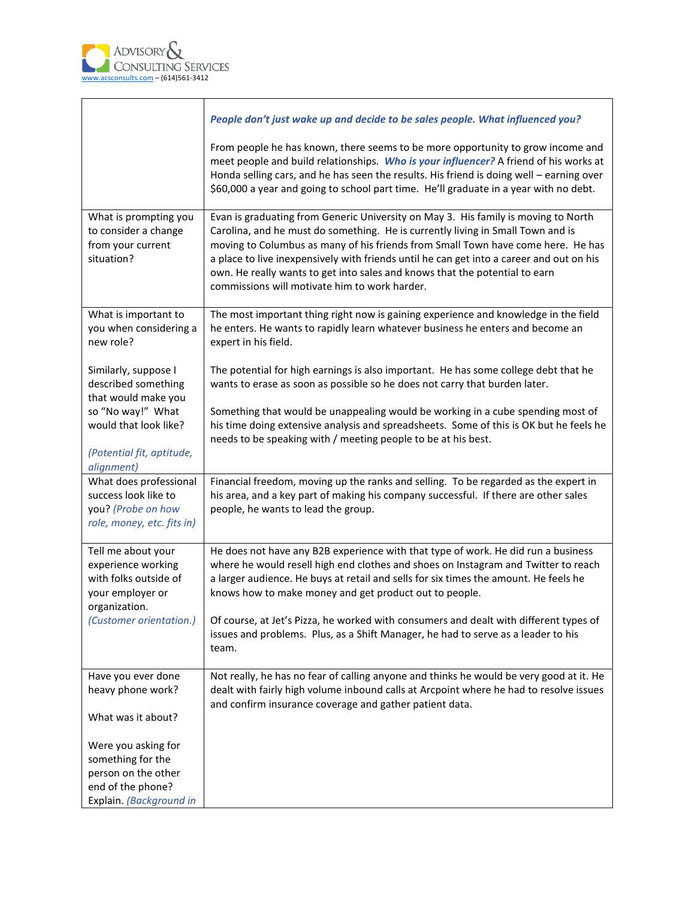| | |
|---|---|
| | ***People don't just wake up and decide to be sales people. What influenced you?*** <br><br> From people he has known, there seems to be more opportunity to grow income and meet people and build relationships. ***Who is your influencer?*** A friend of his works at Honda selling cars, and he has seen the results. His friend is doing well – earning over $60,000 a year and going to school part time. He'll graduate in a year with no debt. |
| What is prompting you to consider a change from your current situation? | Evan is graduating from Generic University on May 3. His family is moving to North Carolina, and he must do something. He is currently living in Small Town and is moving to Columbus as many of his friends from Small Town have come here. He has a place to live inexpensively with friends until he can get into a career and out on his own. He really wants to get into sales and knows that the potential to earn commissions will motivate him to work harder. |
| What is important to you when considering a new role? <br><br> Similarly, suppose I described something that would make you so "No way!" What would that look like? <br><br> *(Potential fit, aptitude, alignment)* | The most important thing right now is gaining experience and knowledge in the field he enters. He wants to rapidly learn whatever business he enters and become an expert in his field. <br><br> The potential for high earnings is also important. He has some college debt that he wants to erase as soon as possible so he does not carry that burden later. <br><br> Something that would be unappealing would be working in a cube spending most of his time doing extensive analysis and spreadsheets. Some of this is OK but he feels he needs to be speaking with / meeting people to be at his best. |
| What does professional success look like to you? *(Probe on how role, money, etc. fits in)* | Financial freedom, moving up the ranks and selling. To be regarded as the expert in his area, and a key part of making his company successful. If there are other sales people, he wants to lead the group. |
| Tell me about your experience working with folks outside of your employer or organization. *(Customer orientation.)* | He does not have any B2B experience with that type of work. He did run a business where he would resell high end clothes and shoes on Instagram and Twitter to reach a larger audience. He buys at retail and sells for six times the amount. He feels he knows how to make money and get product out to people. <br><br> Of course, at Jet's Pizza, he worked with consumers and dealt with different types of issues and problems. Plus, as a Shift Manager, he had to serve as a leader to his team. |
| Have you ever done heavy phone work? <br><br> What was it about? <br><br> Were you asking for something for the person on the other end of the phone? Explain. *(Background in* | Not really, he has no fear of calling anyone and thinks he would be very good at it. He dealt with fairly high volume inbound calls at Arcpoint where he had to resolve issues and confirm insurance coverage and gather patient data. |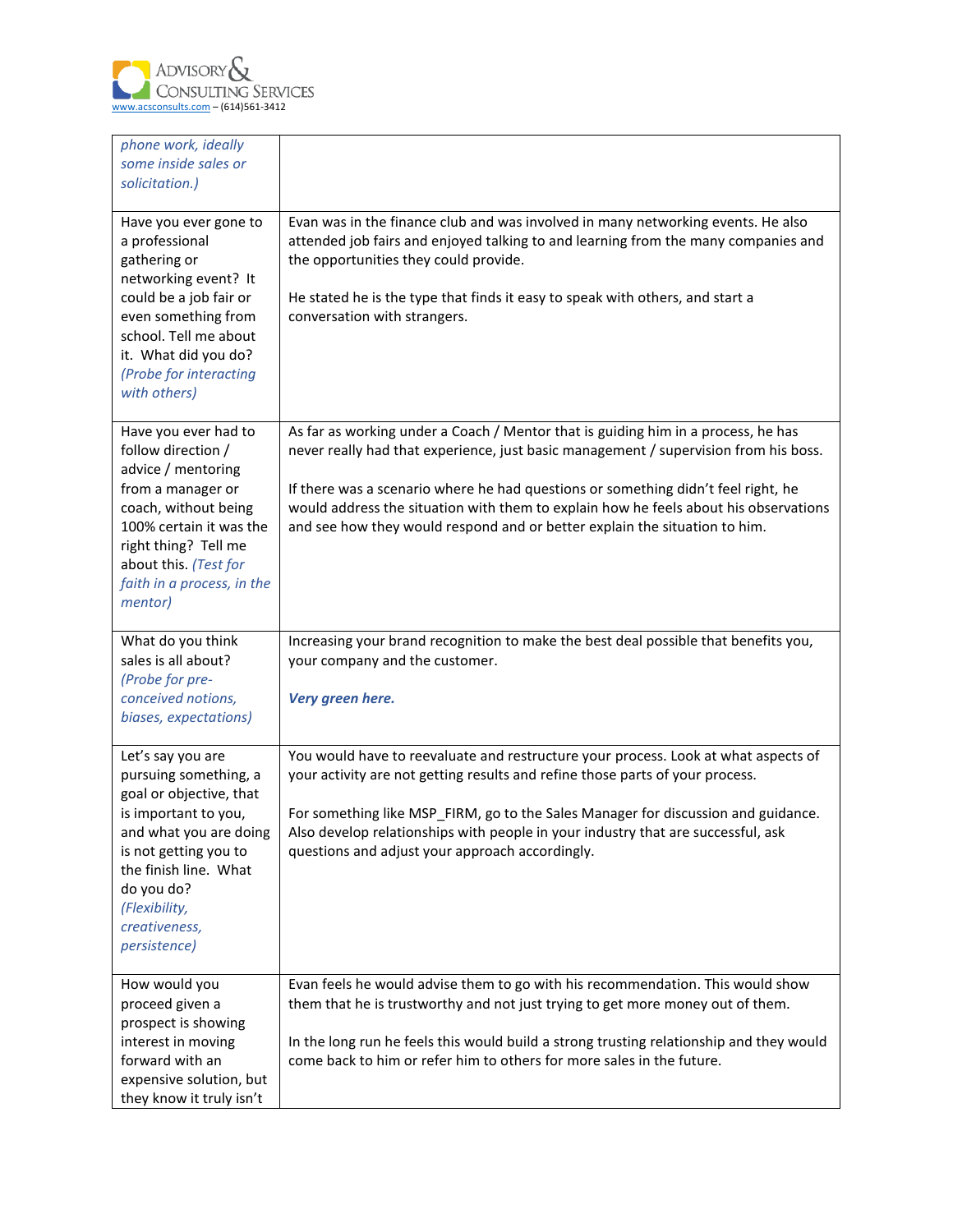| | |
|---|---|
| *phone work, ideally some inside sales or solicitation.)* | |
| Have you ever gone to a professional gathering or networking event? It could be a job fair or even something from school. Tell me about it. What did you do? *(Probe for interacting with others)* | Evan was in the finance club and was involved in many networking events. He also attended job fairs and enjoyed talking to and learning from the many companies and the opportunities they could provide.<br><br>He stated he is the type that finds it easy to speak with others, and start a conversation with strangers. |
| Have you ever had to follow direction / advice / mentoring from a manager or coach, without being 100% certain it was the right thing? Tell me about this. *(Test for faith in a process, in the mentor)* | As far as working under a Coach / Mentor that is guiding him in a process, he has never really had that experience, just basic management / supervision from his boss.<br><br>If there was a scenario where he had questions or something didn't feel right, he would address the situation with them to explain how he feels about his observations and see how they would respond and or better explain the situation to him. |
| What do you think sales is all about? *(Probe for pre-conceived notions, biases, expectations)* | Increasing your brand recognition to make the best deal possible that benefits you, your company and the customer.<br><br>***Very green here.*** |
| Let's say you are pursuing something, a goal or objective, that is important to you, and what you are doing is not getting you to the finish line. What do you do? *(Flexibility, creativeness, persistence)* | You would have to reevaluate and restructure your process. Look at what aspects of your activity are not getting results and refine those parts of your process.<br><br>For something like MSP_FIRM, go to the Sales Manager for discussion and guidance. Also develop relationships with people in your industry that are successful, ask questions and adjust your approach accordingly. |
| How would you proceed given a prospect is showing interest in moving forward with an expensive solution, but they know it truly isn't | Evan feels he would advise them to go with his recommendation. This would show them that he is trustworthy and not just trying to get more money out of them.<br><br>In the long run he feels this would build a strong trusting relationship and they would come back to him or refer him to others for more sales in the future. |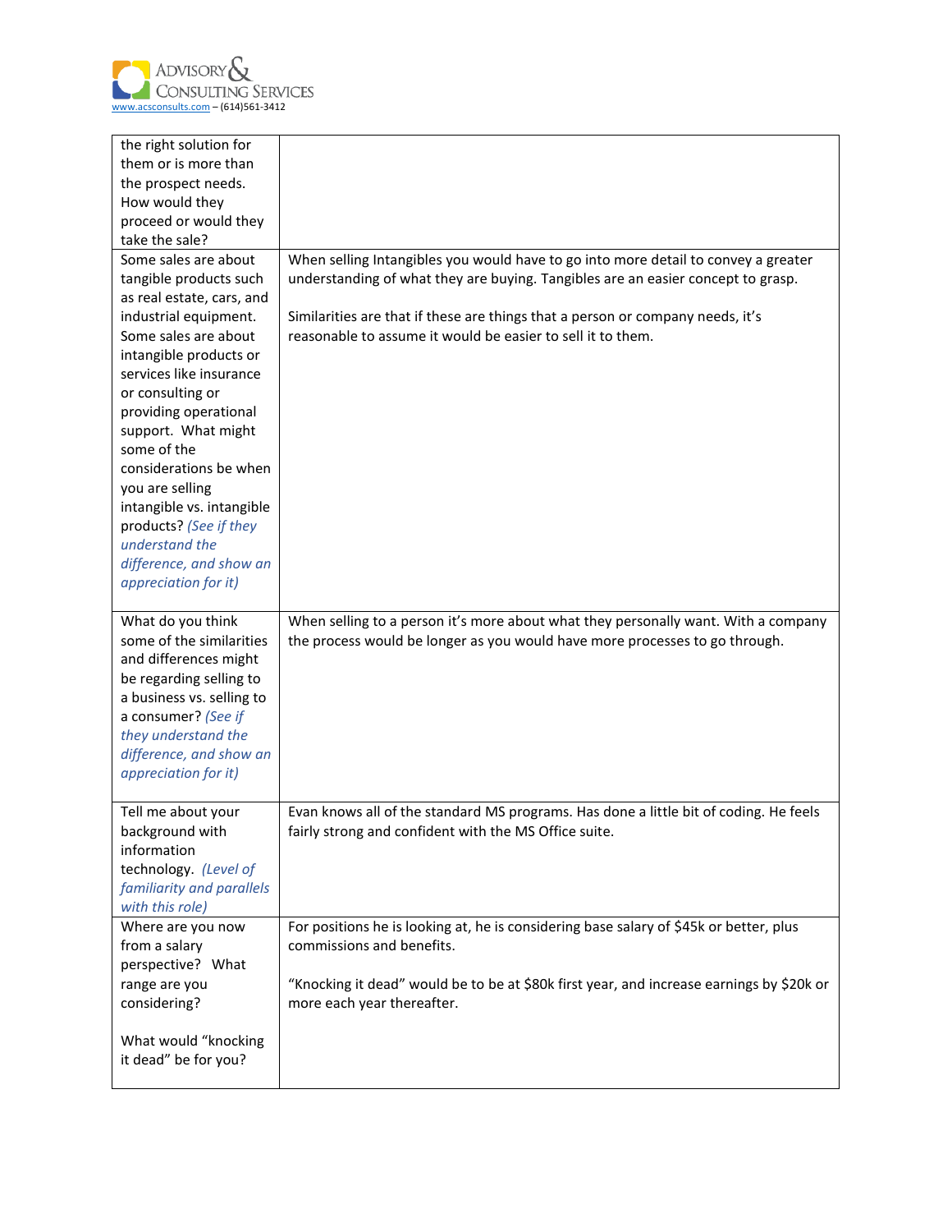| | |
|---|---|
| the right solution for them or is more than the prospect needs. How would they proceed or would they take the sale? | |
| Some sales are about tangible products such as real estate, cars, and industrial equipment. Some sales are about intangible products or services like insurance or consulting or providing operational support. What might some of the considerations be when you are selling intangible vs. intangible products? *(See if they understand the difference, and show an appreciation for it)* | When selling Intangibles you would have to go into more detail to convey a greater understanding of what they are buying. Tangibles are an easier concept to grasp.<br><br>Similarities are that if these are things that a person or company needs, it's reasonable to assume it would be easier to sell it to them. |
| What do you think some of the similarities and differences might be regarding selling to a business vs. selling to a consumer? *(See if they understand the difference, and show an appreciation for it)* | When selling to a person it's more about what they personally want. With a company the process would be longer as you would have more processes to go through. |
| Tell me about your background with information technology. *(Level of familiarity and parallels with this role)* | Evan knows all of the standard MS programs. Has done a little bit of coding. He feels fairly strong and confident with the MS Office suite. |
| Where are you now from a salary perspective? What range are you considering?<br><br>What would "knocking it dead" be for you? | For positions he is looking at, he is considering base salary of $45k or better, plus commissions and benefits.<br><br>"Knocking it dead" would be to be at $80k first year, and increase earnings by $20k or more each year thereafter. |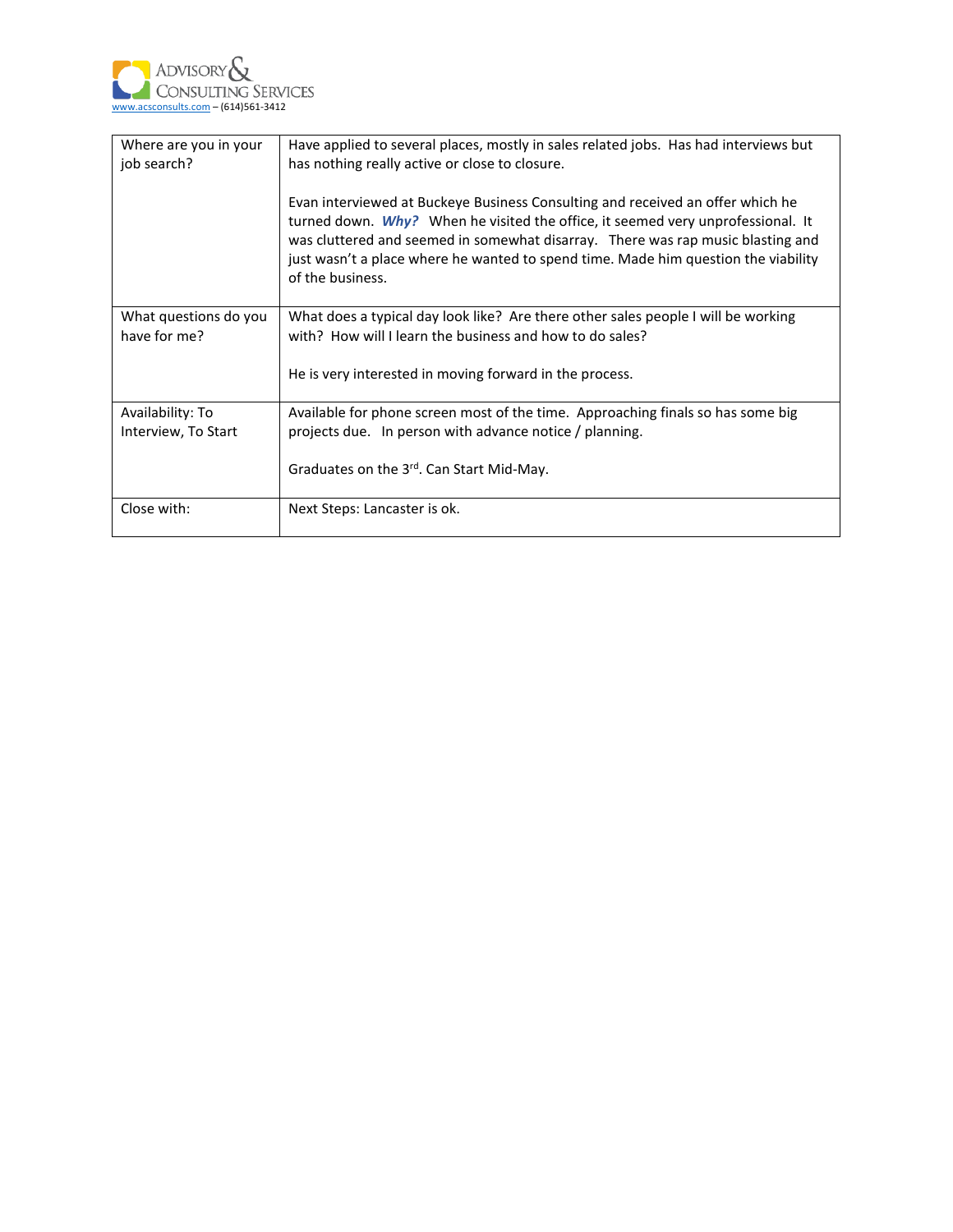| | |
|---|---|
| Where are you in your job search? | Have applied to several places, mostly in sales related jobs. Has had interviews but has nothing really active or close to closure.<br><br>Evan interviewed at Buckeye Business Consulting and received an offer which he turned down. ***Why?*** When he visited the office, it seemed very unprofessional. It was cluttered and seemed in somewhat disarray. There was rap music blasting and just wasn't a place where he wanted to spend time. Made him question the viability of the business. |
| What questions do you have for me? | What does a typical day look like? Are there other sales people I will be working with? How will I learn the business and how to do sales?<br><br>He is very interested in moving forward in the process. |
| Availability: To Interview, To Start | Available for phone screen most of the time. Approaching finals so has some big projects due. In person with advance notice / planning.<br><br>Graduates on the 3rd. Can Start Mid-May. |
| Close with: | Next Steps: Lancaster is ok. |